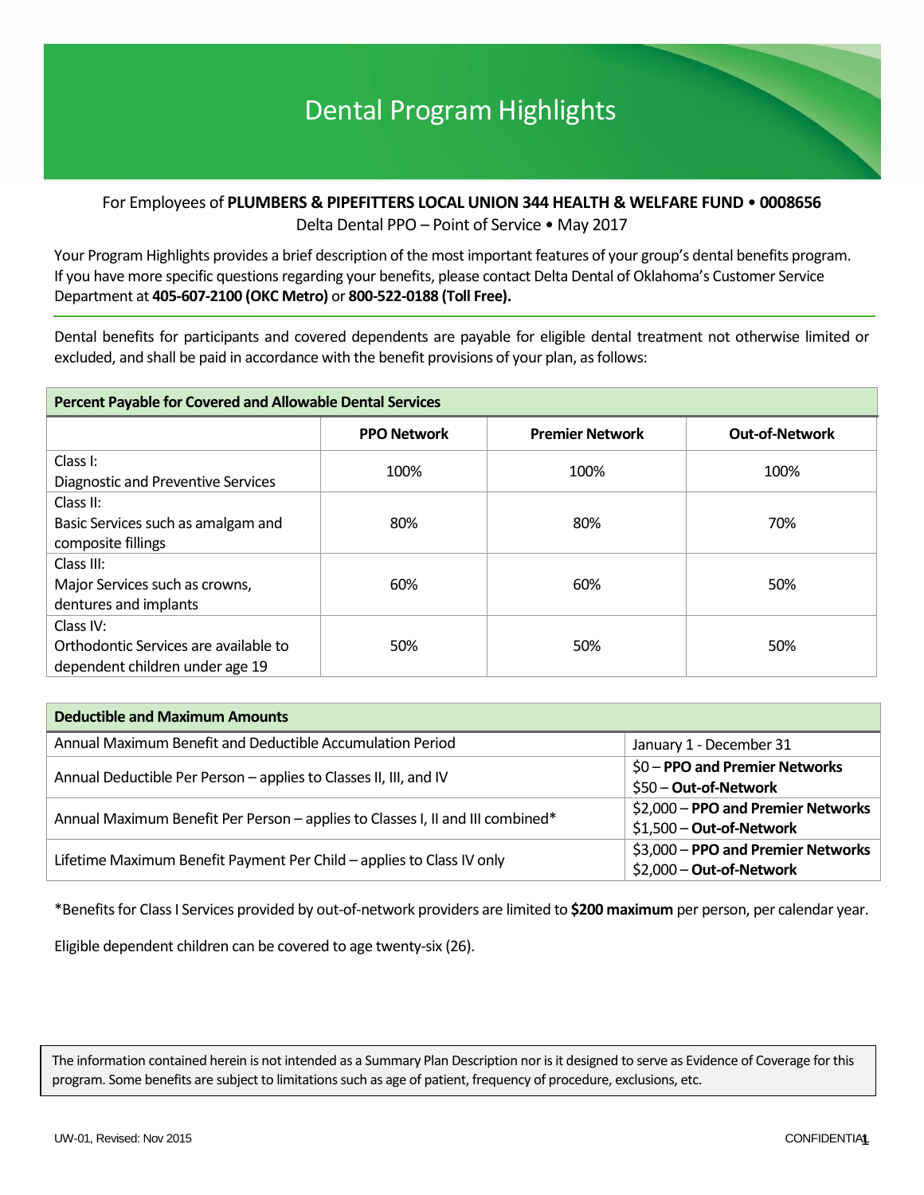# Dental Program Highlights

For Employees of **PLUMBERS & PIPEFITTERS LOCAL UNION 344 HEALTH & WELFARE FUND • 0008656**
Delta Dental PPO – Point of Service • May 2017

Your Program Highlights provides a brief description of the most important features of your group's dental benefits program. If you have more specific questions regarding your benefits, please contact Delta Dental of Oklahoma's Customer Service Department at **405-607-2100 (OKC Metro)** or **800-522-0188 (Toll Free).**

Dental benefits for participants and covered dependents are payable for eligible dental treatment not otherwise limited or excluded, and shall be paid in accordance with the benefit provisions of your plan, as follows:

| **Percent Payable for Covered and Allowable Dental Services** | | | |
|---|---|---|---|
| | **PPO Network** | **Premier Network** | **Out-of-Network** |
| Class I: Diagnostic and Preventive Services | 100% | 100% | 100% |
| Class II: Basic Services such as amalgam and composite fillings | 80% | 80% | 70% |
| Class III: Major Services such as crowns, dentures and implants | 60% | 60% | 50% |
| Class IV: Orthodontic Services are available to dependent children under age 19 | 50% | 50% | 50% |

| **Deductible and Maximum Amounts** | |
|---|---|
| Annual Maximum Benefit and Deductible Accumulation Period | January 1 - December 31 |
| Annual Deductible Per Person – applies to Classes II, III, and IV | $0 – **PPO and Premier Networks**<br>$50 – **Out-of-Network** |
| Annual Maximum Benefit Per Person – applies to Classes I, II and III combined* | $2,000 – **PPO and Premier Networks**<br>$1,500 – **Out-of-Network** |
| Lifetime Maximum Benefit Payment Per Child – applies to Class IV only | $3,000 – **PPO and Premier Networks**<br>$2,000 – **Out-of-Network** |

*Benefits for Class I Services provided by out-of-network providers are limited to **$200 maximum** per person, per calendar year.

Eligible dependent children can be covered to age twenty-six (26).

The information contained herein is not intended as a Summary Plan Description nor is it designed to serve as Evidence of Coverage for this program. Some benefits are subject to limitations such as age of patient, frequency of procedure, exclusions, etc.

UW-01, Revised: Nov 2015

CONFIDENTIAL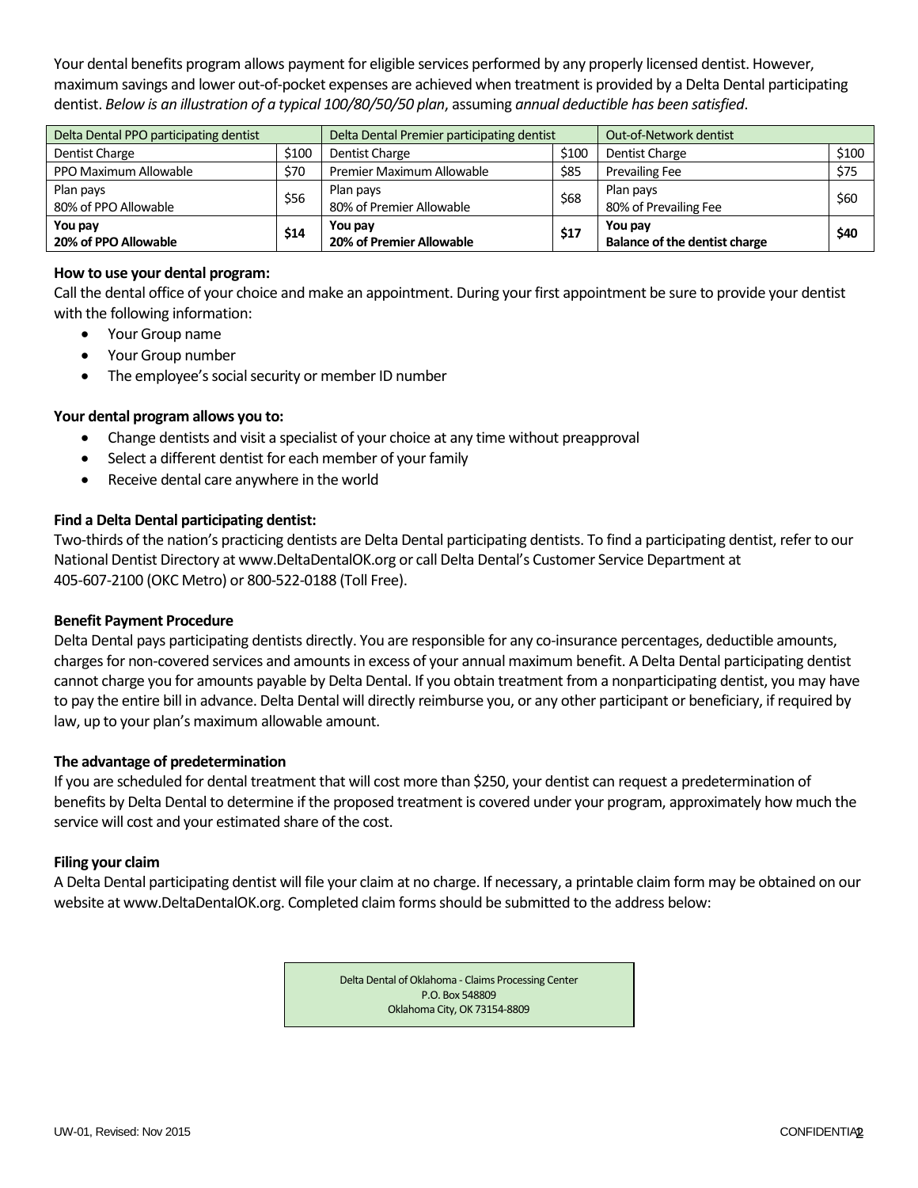Your dental benefits program allows payment for eligible services performed by any properly licensed dentist. However, maximum savings and lower out-of-pocket expenses are achieved when treatment is provided by a Delta Dental participating dentist. *Below is an illustration of a typical 100/80/50/50 plan*, assuming *annual deductible has been satisfied*.

| Delta Dental PPO participating dentist | | Delta Dental Premier participating dentist | | Out-of-Network dentist | |
|---|---|---|---|---|---|
| Dentist Charge | $100 | Dentist Charge | $100 | Dentist Charge | $100 |
| PPO Maximum Allowable | $70 | Premier Maximum Allowable | $85 | Prevailing Fee | $75 |
| Plan pays<br>80% of PPO Allowable | $56 | Plan pays<br>80% of Premier Allowable | $68 | Plan pays<br>80% of Prevailing Fee | $60 |
| **You pay**<br>**20% of PPO Allowable** | **$14** | **You pay**<br>**20% of Premier Allowable** | **$17** | **You pay**<br>**Balance of the dentist charge** | **$40** |

**How to use your dental program:**

Call the dental office of your choice and make an appointment. During your first appointment be sure to provide your dentist with the following information:

- Your Group name
- Your Group number
- The employee's social security or member ID number

**Your dental program allows you to:**

- Change dentists and visit a specialist of your choice at any time without preapproval
- Select a different dentist for each member of your family
- Receive dental care anywhere in the world

**Find a Delta Dental participating dentist:**

Two-thirds of the nation's practicing dentists are Delta Dental participating dentists. To find a participating dentist, refer to our National Dentist Directory at www.DeltaDentalOK.org or call Delta Dental's Customer Service Department at 405-607-2100 (OKC Metro) or 800-522-0188 (Toll Free).

**Benefit Payment Procedure**

Delta Dental pays participating dentists directly. You are responsible for any co-insurance percentages, deductible amounts, charges for non-covered services and amounts in excess of your annual maximum benefit. A Delta Dental participating dentist cannot charge you for amounts payable by Delta Dental. If you obtain treatment from a nonparticipating dentist, you may have to pay the entire bill in advance. Delta Dental will directly reimburse you, or any other participant or beneficiary, if required by law, up to your plan's maximum allowable amount.

**The advantage of predetermination**

If you are scheduled for dental treatment that will cost more than $250, your dentist can request a predetermination of benefits by Delta Dental to determine if the proposed treatment is covered under your program, approximately how much the service will cost and your estimated share of the cost.

**Filing your claim**

A Delta Dental participating dentist will file your claim at no charge. If necessary, a printable claim form may be obtained on our website at www.DeltaDentalOK.org. Completed claim forms should be submitted to the address below:

Delta Dental of Oklahoma - Claims Processing Center
P.O. Box 548809
Oklahoma City, OK 73154-8809